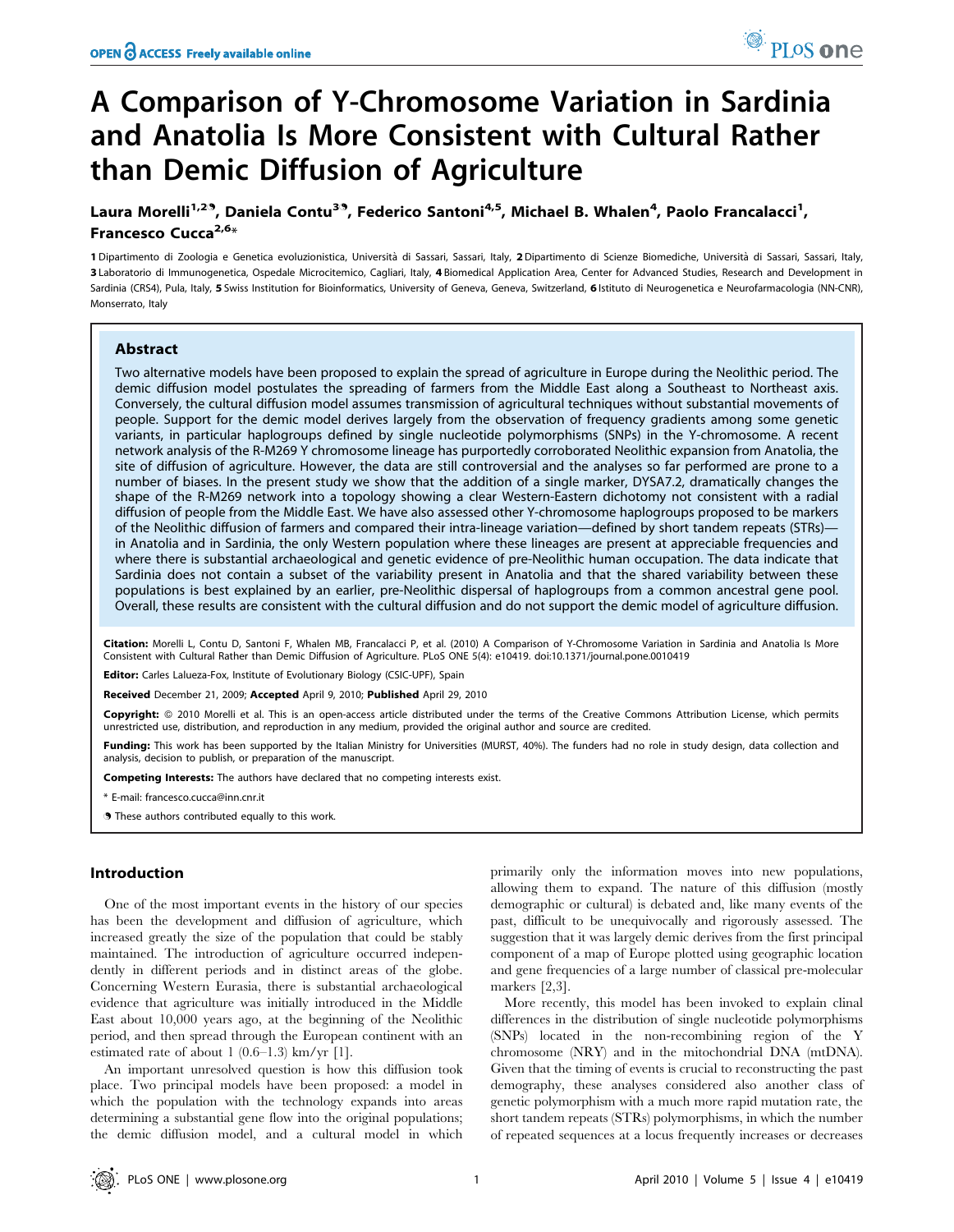# A Comparison of Y-Chromosome Variation in Sardinia and Anatolia Is More Consistent with Cultural Rather than Demic Diffusion of Agriculture

Laura Morelli[1,2¶], Daniela Contu[3¶], Federico Santoni[4,5], Michael B. Whalen[4], Paolo Francalacci[1], Francesco Cucca[2,6*]

1 Dipartimento di Zoologia e Genetica evoluzionistica, Università di Sassari, Sassari, Italy, 2 Dipartimento di Scienze Biomediche, Università di Sassari, Sassari, Italy, 3 Laboratorio di Immunogenetica, Ospedale Microcitemico, Cagliari, Italy, 4 Biomedical Application Area, Center for Advanced Studies, Research and Development in Sardinia (CRS4), Pula, Italy, 5 Swiss Institution for Bioinformatics, University of Geneva, Geneva, Switzerland, 6 Istituto di Neurogenetica e Neurofarmacologia (NN-CNR), Monserrato, Italy

## Abstract

Two alternative models have been proposed to explain the spread of agriculture in Europe during the Neolithic period. The demic diffusion model postulates the spreading of farmers from the Middle East along a Southeast to Northeast axis. Conversely, the cultural diffusion model assumes transmission of agricultural techniques without substantial movements of people. Support for the demic model derives largely from the observation of frequency gradients among some genetic variants, in particular haplogroups defined by single nucleotide polymorphisms (SNPs) in the Y-chromosome. A recent network analysis of the R-M269 Y chromosome lineage has purportedly corroborated Neolithic expansion from Anatolia, the site of diffusion of agriculture. However, the data are still controversial and the analyses so far performed are prone to a number of biases. In the present study we show that the addition of a single marker, DYSA7.2, dramatically changes the shape of the R-M269 network into a topology showing a clear Western-Eastern dichotomy not consistent with a radial diffusion of people from the Middle East. We have also assessed other Y-chromosome haplogroups proposed to be markers of the Neolithic diffusion of farmers and compared their intra-lineage variation—defined by short tandem repeats (STRs)—in Anatolia and in Sardinia, the only Western population where these lineages are present at appreciable frequencies and where there is substantial archaeological and genetic evidence of pre-Neolithic human occupation. The data indicate that Sardinia does not contain a subset of the variability present in Anatolia and that the shared variability between these populations is best explained by an earlier, pre-Neolithic dispersal of haplogroups from a common ancestral gene pool. Overall, these results are consistent with the cultural diffusion and do not support the demic model of agriculture diffusion.

**Citation:** Morelli L, Contu D, Santoni F, Whalen MB, Francalacci P, et al. (2010) A Comparison of Y-Chromosome Variation in Sardinia and Anatolia Is More Consistent with Cultural Rather than Demic Diffusion of Agriculture. PLoS ONE 5(4): e10419. doi:10.1371/journal.pone.0010419

**Editor:** Carles Lalueza-Fox, Institute of Evolutionary Biology (CSIC-UPF), Spain

**Received** December 21, 2009; **Accepted** April 9, 2010; **Published** April 29, 2010

**Copyright:** © 2010 Morelli et al. This is an open-access article distributed under the terms of the Creative Commons Attribution License, which permits unrestricted use, distribution, and reproduction in any medium, provided the original author and source are credited.

**Funding:** This work has been supported by the Italian Ministry for Universities (MURST, 40%). The funders had no role in study design, data collection and analysis, decision to publish, or preparation of the manuscript.

**Competing Interests:** The authors have declared that no competing interests exist.

\* E-mail: francesco.cucca@inn.cnr.it

¶ These authors contributed equally to this work.

## Introduction

One of the most important events in the history of our species has been the development and diffusion of agriculture, which increased greatly the size of the population that could be stably maintained. The introduction of agriculture occurred independently in different periods and in distinct areas of the globe. Concerning Western Eurasia, there is substantial archaeological evidence that agriculture was initially introduced in the Middle East about 10,000 years ago, at the beginning of the Neolithic period, and then spread through the European continent with an estimated rate of about 1 (0.6–1.3) km/yr [1].

An important unresolved question is how this diffusion took place. Two principal models have been proposed: a model in which the population with the technology expands into areas determining a substantial gene flow into the original populations; the demic diffusion model, and a cultural model in which primarily only the information moves into new populations, allowing them to expand. The nature of this diffusion (mostly demographic or cultural) is debated and, like many events of the past, difficult to be unequivocally and rigorously assessed. The suggestion that it was largely demic derives from the first principal component of a map of Europe plotted using geographic location and gene frequencies of a large number of classical pre-molecular markers [2,3].

More recently, this model has been invoked to explain clinal differences in the distribution of single nucleotide polymorphisms (SNPs) located in the non-recombining region of the Y chromosome (NRY) and in the mitochondrial DNA (mtDNA). Given that the timing of events is crucial to reconstructing the past demography, these analyses considered also another class of genetic polymorphism with a much more rapid mutation rate, the short tandem repeats (STRs) polymorphisms, in which the number of repeated sequences at a locus frequently increases or decreases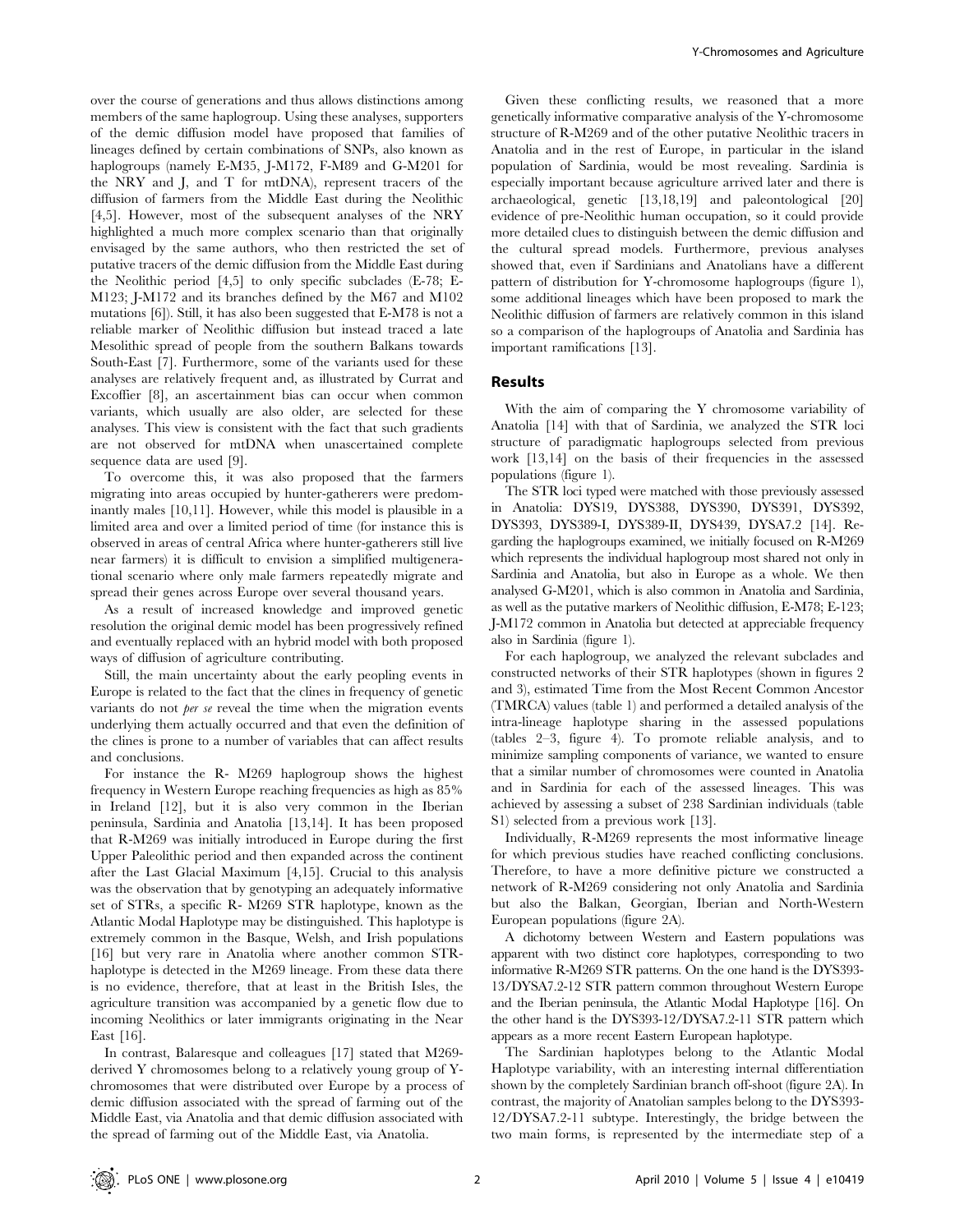over the course of generations and thus allows distinctions among members of the same haplogroup. Using these analyses, supporters of the demic diffusion model have proposed that families of lineages defined by certain combinations of SNPs, also known as haplogroups (namely E-M35, J-M172, F-M89 and G-M201 for the NRY and J, and T for mtDNA), represent tracers of the diffusion of farmers from the Middle East during the Neolithic [4,5]. However, most of the subsequent analyses of the NRY highlighted a much more complex scenario than that originally envisaged by the same authors, who then restricted the set of putative tracers of the demic diffusion from the Middle East during the Neolithic period [4,5] to only specific subclades (E-78; E-M123; J-M172 and its branches defined by the M67 and M102 mutations [6]). Still, it has also been suggested that E-M78 is not a reliable marker of Neolithic diffusion but instead traced a late Mesolithic spread of people from the southern Balkans towards South-East [7]. Furthermore, some of the variants used for these analyses are relatively frequent and, as illustrated by Currat and Excoffier [8], an ascertainment bias can occur when common variants, which usually are also older, are selected for these analyses. This view is consistent with the fact that such gradients are not observed for mtDNA when unascertained complete sequence data are used [9].

To overcome this, it was also proposed that the farmers migrating into areas occupied by hunter-gatherers were predominantly males [10,11]. However, while this model is plausible in a limited area and over a limited period of time (for instance this is observed in areas of central Africa where hunter-gatherers still live near farmers) it is difficult to envision a simplified multigenerational scenario where only male farmers repeatedly migrate and spread their genes across Europe over several thousand years.

As a result of increased knowledge and improved genetic resolution the original demic model has been progressively refined and eventually replaced with an hybrid model with both proposed ways of diffusion of agriculture contributing.

Still, the main uncertainty about the early peopling events in Europe is related to the fact that the clines in frequency of genetic variants do not *per se* reveal the time when the migration events underlying them actually occurred and that even the definition of the clines is prone to a number of variables that can affect results and conclusions.

For instance the R- M269 haplogroup shows the highest frequency in Western Europe reaching frequencies as high as 85% in Ireland [12], but it is also very common in the Iberian peninsula, Sardinia and Anatolia [13,14]. It has been proposed that R-M269 was initially introduced in Europe during the first Upper Paleolithic period and then expanded across the continent after the Last Glacial Maximum [4,15]. Crucial to this analysis was the observation that by genotyping an adequately informative set of STRs, a specific R- M269 STR haplotype, known as the Atlantic Modal Haplotype may be distinguished. This haplotype is extremely common in the Basque, Welsh, and Irish populations [16] but very rare in Anatolia where another common STR-haplotype is detected in the M269 lineage. From these data there is no evidence, therefore, that at least in the British Isles, the agriculture transition was accompanied by a genetic flow due to incoming Neolithics or later immigrants originating in the Near East [16].

In contrast, Balaresque and colleagues [17] stated that M269-derived Y chromosomes belong to a relatively young group of Y-chromosomes that were distributed over Europe by a process of demic diffusion associated with the spread of farming out of the Middle East, via Anatolia and that demic diffusion associated with the spread of farming out of the Middle East, via Anatolia.

Given these conflicting results, we reasoned that a more genetically informative comparative analysis of the Y-chromosome structure of R-M269 and of the other putative Neolithic tracers in Anatolia and in the rest of Europe, in particular in the island population of Sardinia, would be most revealing. Sardinia is especially important because agriculture arrived later and there is archaeological, genetic [13,18,19] and paleontological [20] evidence of pre-Neolithic human occupation, so it could provide more detailed clues to distinguish between the demic diffusion and the cultural spread models. Furthermore, previous analyses showed that, even if Sardinians and Anatolians have a different pattern of distribution for Y-chromosome haplogroups (figure 1), some additional lineages which have been proposed to mark the Neolithic diffusion of farmers are relatively common in this island so a comparison of the haplogroups of Anatolia and Sardinia has important ramifications [13].

## Results

With the aim of comparing the Y chromosome variability of Anatolia [14] with that of Sardinia, we analyzed the STR loci structure of paradigmatic haplogroups selected from previous work [13,14] on the basis of their frequencies in the assessed populations (figure 1).

The STR loci typed were matched with those previously assessed in Anatolia: DYS19, DYS388, DYS390, DYS391, DYS392, DYS393, DYS389-I, DYS389-II, DYS439, DYSA7.2 [14]. Regarding the haplogroups examined, we initially focused on R-M269 which represents the individual haplogroup most shared not only in Sardinia and Anatolia, but also in Europe as a whole. We then analysed G-M201, which is also common in Anatolia and Sardinia, as well as the putative markers of Neolithic diffusion, E-M78; E-123; J-M172 common in Anatolia but detected at appreciable frequency also in Sardinia (figure 1).

For each haplogroup, we analyzed the relevant subclades and constructed networks of their STR haplotypes (shown in figures 2 and 3), estimated Time from the Most Recent Common Ancestor (TMRCA) values (table 1) and performed a detailed analysis of the intra-lineage haplotype sharing in the assessed populations (tables 2–3, figure 4). To promote reliable analysis, and to minimize sampling components of variance, we wanted to ensure that a similar number of chromosomes were counted in Anatolia and in Sardinia for each of the assessed lineages. This was achieved by assessing a subset of 238 Sardinian individuals (table S1) selected from a previous work [13].

Individually, R-M269 represents the most informative lineage for which previous studies have reached conflicting conclusions. Therefore, to have a more definitive picture we constructed a network of R-M269 considering not only Anatolia and Sardinia but also the Balkan, Georgian, Iberian and North-Western European populations (figure 2A).

A dichotomy between Western and Eastern populations was apparent with two distinct core haplotypes, corresponding to two informative R-M269 STR patterns. On the one hand is the DYS393-13/DYSA7.2-12 STR pattern common throughout Western Europe and the Iberian peninsula, the Atlantic Modal Haplotype [16]. On the other hand is the DYS393-12/DYSA7.2-11 STR pattern which appears as a more recent Eastern European haplotype.

The Sardinian haplotypes belong to the Atlantic Modal Haplotype variability, with an interesting internal differentiation shown by the completely Sardinian branch off-shoot (figure 2A). In contrast, the majority of Anatolian samples belong to the DYS393-12/DYSA7.2-11 subtype. Interestingly, the bridge between the two main forms, is represented by the intermediate step of a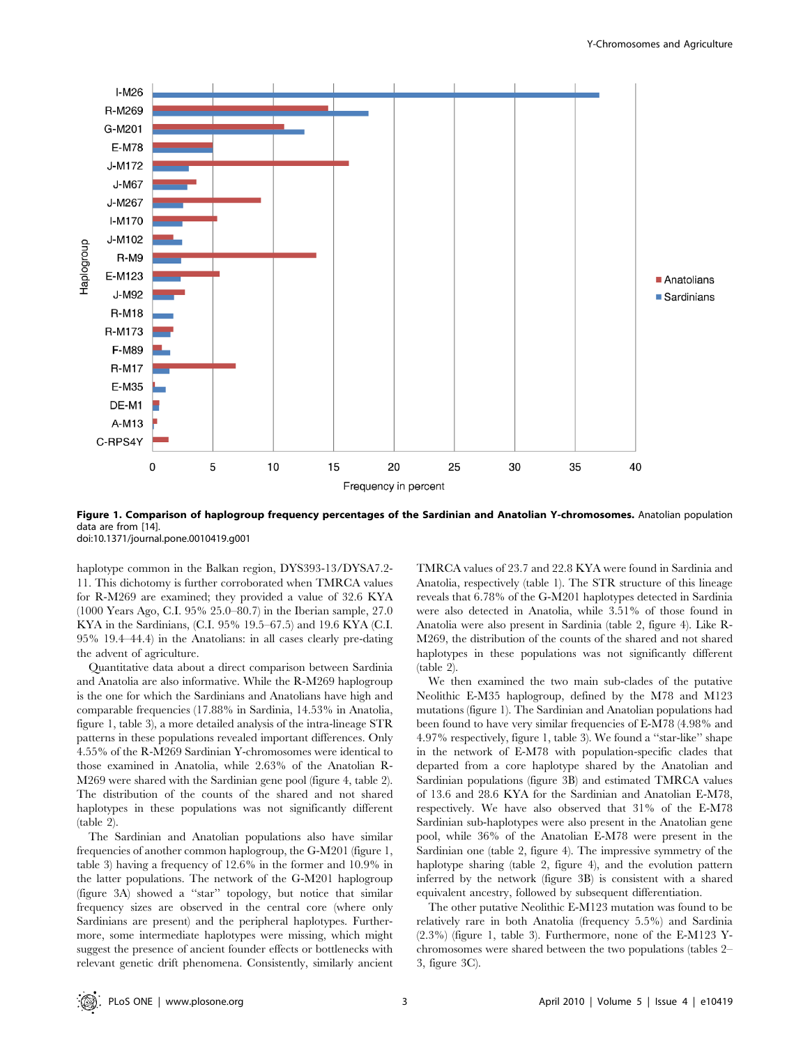**Figure 1. Comparison of haplogroup frequency percentages of the Sardinian and Anatolian Y-chromosomes.** Anatolian population data are from [14].
doi:10.1371/journal.pone.0010419.g001

haplotype common in the Balkan region, DYS393-13/DYSA7.2-11. This dichotomy is further corroborated when TMRCA values for R-M269 are examined; they provided a value of 32.6 KYA (1000 Years Ago, C.I. 95% 25.0–80.7) in the Iberian sample, 27.0 KYA in the Sardinians, (C.I. 95% 19.5–67.5) and 19.6 KYA (C.I. 95% 19.4–44.4) in the Anatolians: in all cases clearly pre-dating the advent of agriculture.

Quantitative data about a direct comparison between Sardinia and Anatolia are also informative. While the R-M269 haplogroup is the one for which the Sardinians and Anatolians have high and comparable frequencies (17.88% in Sardinia, 14.53% in Anatolia, figure 1, table 3), a more detailed analysis of the intra-lineage STR patterns in these populations revealed important differences. Only 4.55% of the R-M269 Sardinian Y-chromosomes were identical to those examined in Anatolia, while 2.63% of the Anatolian R-M269 were shared with the Sardinian gene pool (figure 4, table 2). The distribution of the counts of the shared and not shared haplotypes in these populations was not significantly different (table 2).

The Sardinian and Anatolian populations also have similar frequencies of another common haplogroup, the G-M201 (figure 1, table 3) having a frequency of 12.6% in the former and 10.9% in the latter populations. The network of the G-M201 haplogroup (figure 3A) showed a "star" topology, but notice that similar frequency sizes are observed in the central core (where only Sardinians are present) and the peripheral haplotypes. Furthermore, some intermediate haplotypes were missing, which might suggest the presence of ancient founder effects or bottlenecks with relevant genetic drift phenomena. Consistently, similarly ancient TMRCA values of 23.7 and 22.8 KYA were found in Sardinia and Anatolia, respectively (table 1). The STR structure of this lineage reveals that 6.78% of the G-M201 haplotypes detected in Sardinia were also detected in Anatolia, while 3.51% of those found in Anatolia were also present in Sardinia (table 2, figure 4). Like R-M269, the distribution of the counts of the shared and not shared haplotypes in these populations was not significantly different (table 2).

We then examined the two main sub-clades of the putative Neolithic E-M35 haplogroup, defined by the M78 and M123 mutations (figure 1). The Sardinian and Anatolian populations had been found to have very similar frequencies of E-M78 (4.98% and 4.97% respectively, figure 1, table 3). We found a "star-like" shape in the network of E-M78 with population-specific clades that departed from a core haplotype shared by the Anatolian and Sardinian populations (figure 3B) and estimated TMRCA values of 13.6 and 28.6 KYA for the Sardinian and Anatolian E-M78, respectively. We have also observed that 31% of the E-M78 Sardinian sub-haplotypes were also present in the Anatolian gene pool, while 36% of the Anatolian E-M78 were present in the Sardinian one (table 2, figure 4). The impressive symmetry of the haplotype sharing (table 2, figure 4), and the evolution pattern inferred by the network (figure 3B) is consistent with a shared equivalent ancestry, followed by subsequent differentiation.

The other putative Neolithic E-M123 mutation was found to be relatively rare in both Anatolia (frequency 5.5%) and Sardinia (2.3%) (figure 1, table 3). Furthermore, none of the E-M123 Y-chromosomes were shared between the two populations (tables 2–3, figure 3C).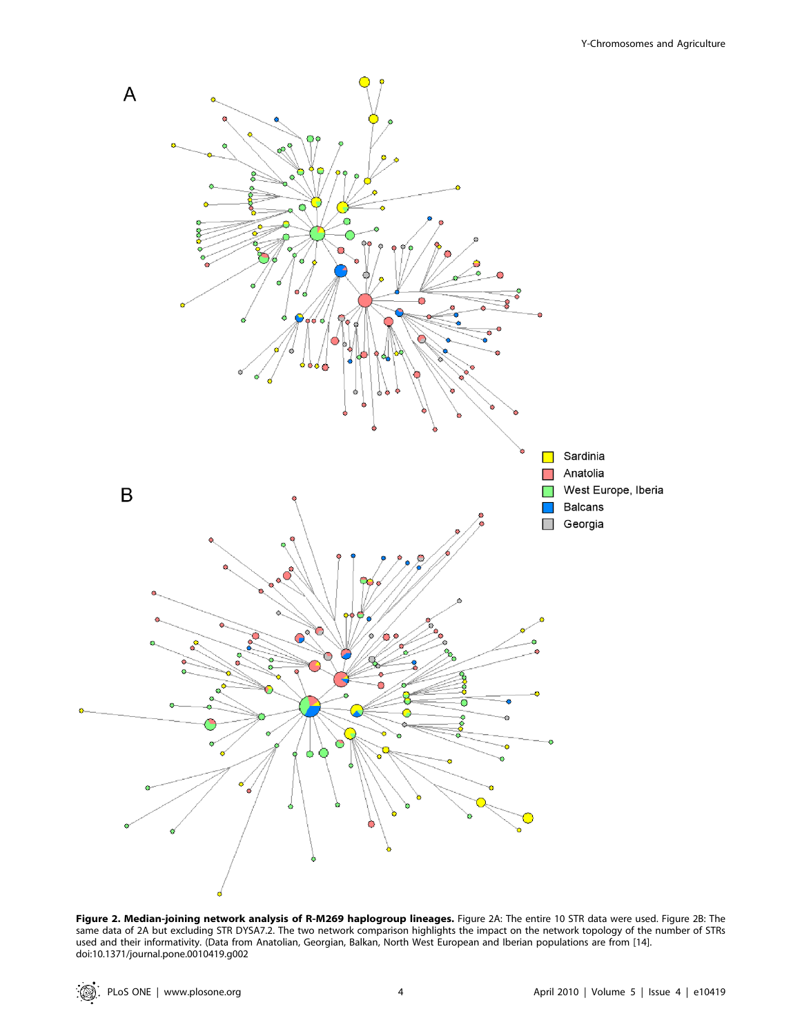**Figure 2. Median-joining network analysis of R-M269 haplogroup lineages.** Figure 2A: The entire 10 STR data were used. Figure 2B: The same data of 2A but excluding STR DYSA7.2. The two network comparison highlights the impact on the network topology of the number of STRs used and their informativity. (Data from Anatolian, Georgian, Balkan, North West European and Iberian populations are from [14].
doi:10.1371/journal.pone.0010419.g002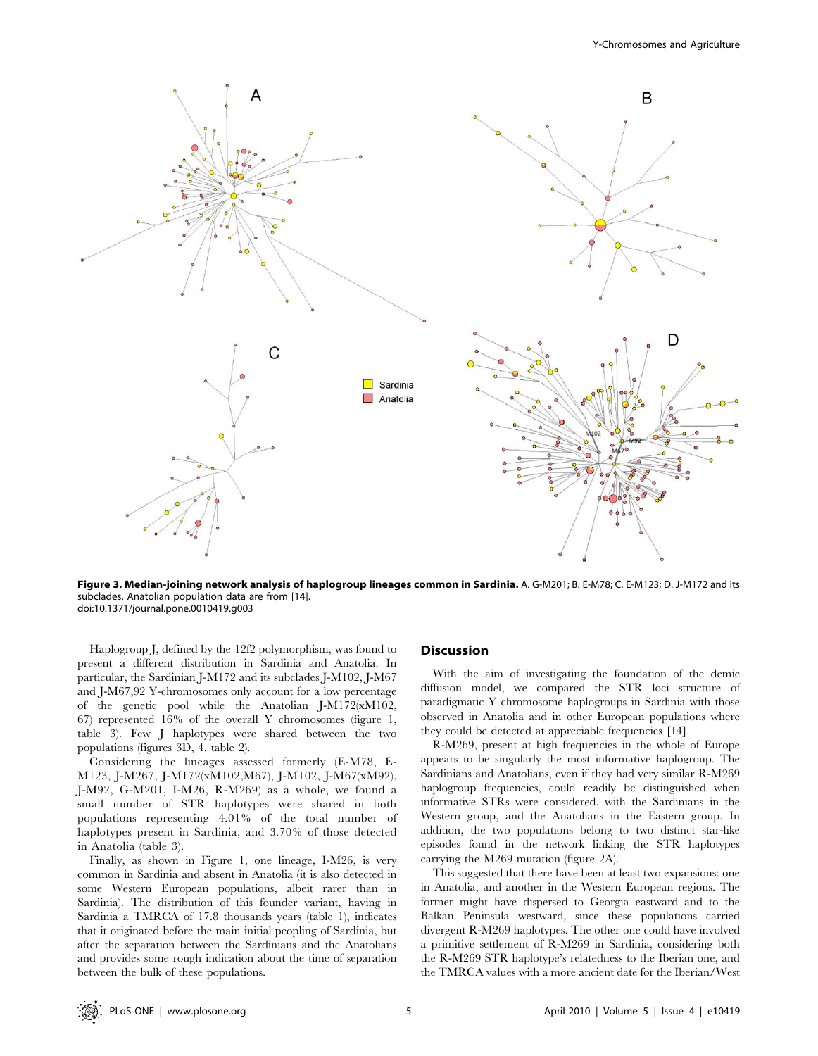**Figure 3. Median-joining network analysis of haplogroup lineages common in Sardinia.** A. G-M201; B. E-M78; C. E-M123; D. J-M172 and its subclades. Anatolian population data are from [14].
doi:10.1371/journal.pone.0010419.g003

Haplogroup J, defined by the 12f2 polymorphism, was found to present a different distribution in Sardinia and Anatolia. In particular, the Sardinian J-M172 and its subclades J-M102, J-M67 and J-M67,92 Y-chromosomes only account for a low percentage of the genetic pool while the Anatolian J-M172(xM102, 67) represented 16% of the overall Y chromosomes (figure 1, table 3). Few J haplotypes were shared between the two populations (figures 3D, 4, table 2).

Considering the lineages assessed formerly (E-M78, E-M123, J-M267, J-M172(xM102,M67), J-M102, J-M67(xM92), J-M92, G-M201, I-M26, R-M269) as a whole, we found a small number of STR haplotypes were shared in both populations representing 4.01% of the total number of haplotypes present in Sardinia, and 3.70% of those detected in Anatolia (table 3).

Finally, as shown in Figure 1, one lineage, I-M26, is very common in Sardinia and absent in Anatolia (it is also detected in some Western European populations, albeit rarer than in Sardinia). The distribution of this founder variant, having in Sardinia a TMRCA of 17.8 thousands years (table 1), indicates that it originated before the main initial peopling of Sardinia, but after the separation between the Sardinians and the Anatolians and provides some rough indication about the time of separation between the bulk of these populations.

## Discussion

With the aim of investigating the foundation of the demic diffusion model, we compared the STR loci structure of paradigmatic Y chromosome haplogroups in Sardinia with those observed in Anatolia and in other European populations where they could be detected at appreciable frequencies [14].

R-M269, present at high frequencies in the whole of Europe appears to be singularly the most informative haplogroup. The Sardinians and Anatolians, even if they had very similar R-M269 haplogroup frequencies, could readily be distinguished when informative STRs were considered, with the Sardinians in the Western group, and the Anatolians in the Eastern group. In addition, the two populations belong to two distinct star-like episodes found in the network linking the STR haplotypes carrying the M269 mutation (figure 2A).

This suggested that there have been at least two expansions: one in Anatolia, and another in the Western European regions. The former might have dispersed to Georgia eastward and to the Balkan Peninsula westward, since these populations carried divergent R-M269 haplotypes. The other one could have involved a primitive settlement of R-M269 in Sardinia, considering both the R-M269 STR haplotype's relatedness to the Iberian one, and the TMRCA values with a more ancient date for the Iberian/West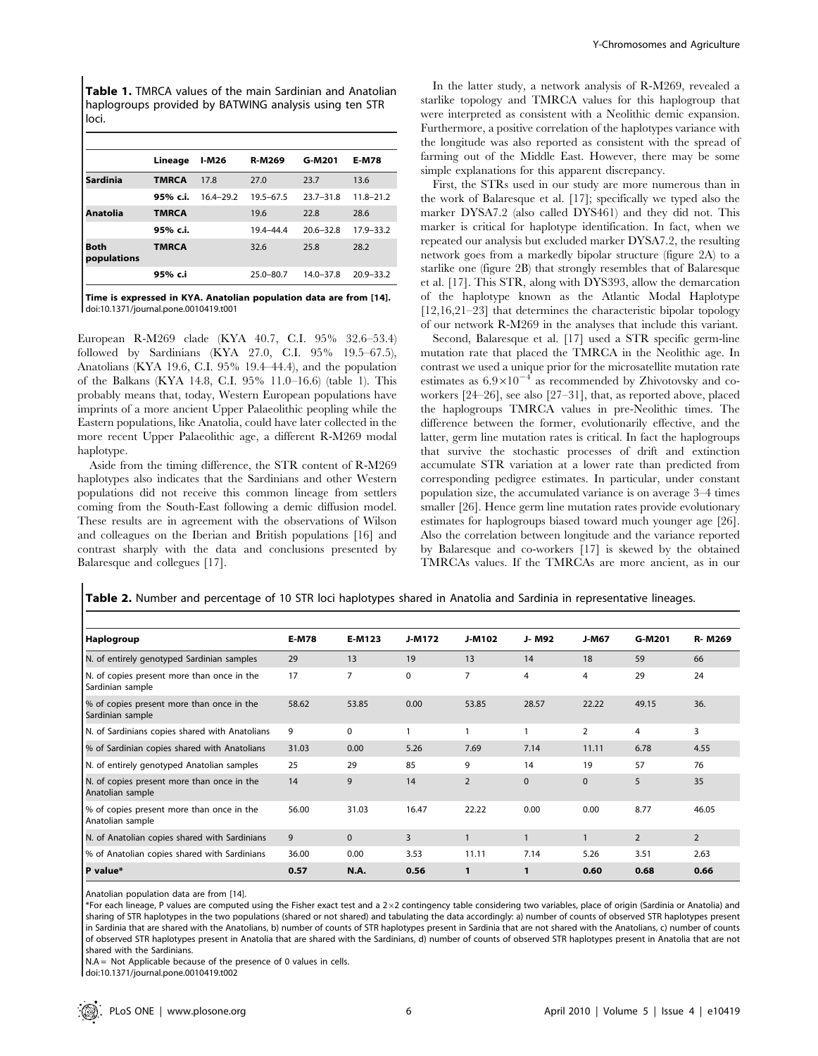**Table 1.** TMRCA values of the main Sardinian and Anatolian haplogroups provided by BATWING analysis using ten STR loci.

| | Lineage | I-M26 | R-M269 | G-M201 | E-M78 |
|---|---|---|---|---|---|
| **Sardinia** | **TMRCA** | 17.8 | 27.0 | 23.7 | 13.6 |
| | **95% c.i.** | 16.4–29.2 | 19.5–67.5 | 23.7–31.8 | 11.8–21.2 |
| **Anatolia** | **TMRCA** | | 19.6 | 22.8 | 28.6 |
| | **95% c.i.** | | 19.4–44.4 | 20.6–32.8 | 17.9–33.2 |
| **Both populations** | **TMRCA** | | 32.6 | 25.8 | 28.2 |
| | **95% c.i** | | 25.0–80.7 | 14.0–37.8 | 20.9–33.2 |

**Time is expressed in KYA. Anatolian population data are from [14].**
doi:10.1371/journal.pone.0010419.t001

European R-M269 clade (KYA 40.7, C.I. 95% 32.6–53.4) followed by Sardinians (KYA 27.0, C.I. 95% 19.5–67.5), Anatolians (KYA 19.6, C.I. 95% 19.4–44.4), and the population of the Balkans (KYA 14.8, C.I. 95% 11.0–16.6) (table 1). This probably means that, today, Western European populations have imprints of a more ancient Upper Palaeolithic peopling while the Eastern populations, like Anatolia, could have later collected in the more recent Upper Palaeolithic age, a different R-M269 modal haplotype.

Aside from the timing difference, the STR content of R-M269 haplotypes also indicates that the Sardinians and other Western populations did not receive this common lineage from settlers coming from the South-East following a demic diffusion model. These results are in agreement with the observations of Wilson and colleagues on the Iberian and British populations [16] and contrast sharply with the data and conclusions presented by Balaresque and collegues [17].

In the latter study, a network analysis of R-M269, revealed a starlike topology and TMRCA values for this haplogroup that were interpreted as consistent with a Neolithic demic expansion. Furthermore, a positive correlation of the haplotypes variance with the longitude was also reported as consistent with the spread of farming out of the Middle East. However, there may be some simple explanations for this apparent discrepancy.

First, the STRs used in our study are more numerous than in the work of Balaresque et al. [17]; specifically we typed also the marker DYSA7.2 (also called DYS461) and they did not. This marker is critical for haplotype identification. In fact, when we repeated our analysis but excluded marker DYSA7.2, the resulting network goes from a markedly bipolar structure (figure 2A) to a starlike one (figure 2B) that strongly resembles that of Balaresque et al. [17]. This STR, along with DYS393, allow the demarcation of the haplotype known as the Atlantic Modal Haplotype [12,16,21–23] that determines the characteristic bipolar topology of our network R-M269 in the analyses that include this variant.

Second, Balaresque et al. [17] used a STR specific germ-line mutation rate that placed the TMRCA in the Neolithic age. In contrast we used a unique prior for the microsatellite mutation rate estimates as $6.9\times10^{-4}$ as recommended by Zhivotovsky and co-workers [24–26], see also [27–31], that, as reported above, placed the haplogroups TMRCA values in pre-Neolithic times. The difference between the former, evolutionarily effective, and the latter, germ line mutation rates is critical. In fact the haplogroups that survive the stochastic processes of drift and extinction accumulate STR variation at a lower rate than predicted from corresponding pedigree estimates. In particular, under constant population size, the accumulated variance is on average 3–4 times smaller [26]. Hence germ line mutation rates provide evolutionary estimates for haplogroups biased toward much younger age [26]. Also the correlation between longitude and the variance reported by Balaresque and co-workers [17] is skewed by the obtained TMRCAs values. If the TMRCAs are more ancient, as in our

**Table 2.** Number and percentage of 10 STR loci haplotypes shared in Anatolia and Sardinia in representative lineages.

| Haplogroup | E-M78 | E-M123 | J-M172 | J-M102 | J- M92 | J-M67 | G-M201 | R- M269 |
|---|---|---|---|---|---|---|---|---|
| N. of entirely genotyped Sardinian samples | 29 | 13 | 19 | 13 | 14 | 18 | 59 | 66 |
| N. of copies present more than once in the Sardinian sample | 17 | 7 | 0 | 7 | 4 | 4 | 29 | 24 |
| % of copies present more than once in the Sardinian sample | 58.62 | 53.85 | 0.00 | 53.85 | 28.57 | 22.22 | 49.15 | 36. |
| N. of Sardinians copies shared with Anatolians | 9 | 0 | 1 | 1 | 1 | 2 | 4 | 3 |
| % of Sardinian copies shared with Anatolians | 31.03 | 0.00 | 5.26 | 7.69 | 7.14 | 11.11 | 6.78 | 4.55 |
| N. of entirely genotyped Anatolian samples | 25 | 29 | 85 | 9 | 14 | 19 | 57 | 76 |
| N. of copies present more than once in the Anatolian sample | 14 | 9 | 14 | 2 | 0 | 0 | 5 | 35 |
| % of copies present more than once in the Anatolian sample | 56.00 | 31.03 | 16.47 | 22.22 | 0.00 | 0.00 | 8.77 | 46.05 |
| N. of Anatolian copies shared with Sardinians | 9 | 0 | 3 | 1 | 1 | 1 | 2 | 2 |
| % of Anatolian copies shared with Sardinians | 36.00 | 0.00 | 3.53 | 11.11 | 7.14 | 5.26 | 3.51 | 2.63 |
| **P value*** | **0.57** | **N.A.** | **0.56** | **1** | **1** | **0.60** | **0.68** | **0.66** |

Anatolian population data are from [14].

*For each lineage, P values are computed using the Fisher exact test and a 2×2 contingency table considering two variables, place of origin (Sardinia or Anatolia) and sharing of STR haplotypes in the two populations (shared or not shared) and tabulating the data accordingly: a) number of counts of observed STR haplotypes present in Sardinia that are shared with the Anatolians, b) number of counts of STR haplotypes present in Sardinia that are not shared with the Anatolians, c) number of counts of observed STR haplotypes present in Anatolia that are shared with the Sardinians, d) number of counts of observed STR haplotypes present in Anatolia that are not shared with the Sardinians.

N.A = Not Applicable because of the presence of 0 values in cells.

doi:10.1371/journal.pone.0010419.t002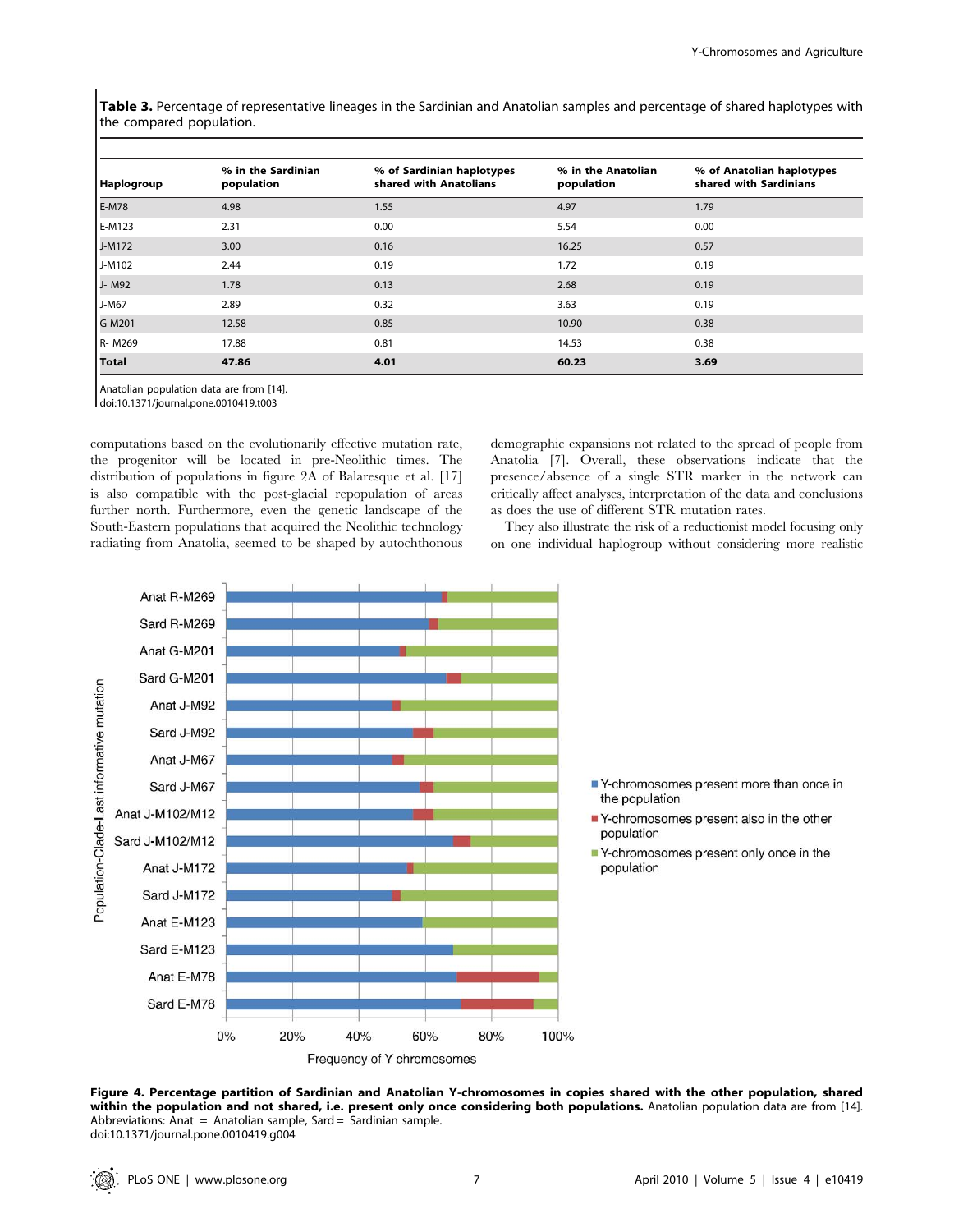**Table 3.** Percentage of representative lineages in the Sardinian and Anatolian samples and percentage of shared haplotypes with the compared population.

| Haplogroup | % in the Sardinian population | % of Sardinian haplotypes shared with Anatolians | % in the Anatolian population | % of Anatolian haplotypes shared with Sardinians |
|---|---|---|---|---|
| E-M78 | 4.98 | 1.55 | 4.97 | 1.79 |
| E-M123 | 2.31 | 0.00 | 5.54 | 0.00 |
| J-M172 | 3.00 | 0.16 | 16.25 | 0.57 |
| J-M102 | 2.44 | 0.19 | 1.72 | 0.19 |
| J- M92 | 1.78 | 0.13 | 2.68 | 0.19 |
| J-M67 | 2.89 | 0.32 | 3.63 | 0.19 |
| G-M201 | 12.58 | 0.85 | 10.90 | 0.38 |
| R- M269 | 17.88 | 0.81 | 14.53 | 0.38 |
| **Total** | **47.86** | **4.01** | **60.23** | **3.69** |

Anatolian population data are from [14].
doi:10.1371/journal.pone.0010419.t003

computations based on the evolutionarily effective mutation rate, the progenitor will be located in pre-Neolithic times. The distribution of populations in figure 2A of Balaresque et al. [17] is also compatible with the post-glacial repopulation of areas further north. Furthermore, even the genetic landscape of the South-Eastern populations that acquired the Neolithic technology radiating from Anatolia, seemed to be shaped by autochthonous demographic expansions not related to the spread of people from Anatolia [7]. Overall, these observations indicate that the presence/absence of a single STR marker in the network can critically affect analyses, interpretation of the data and conclusions as does the use of different STR mutation rates.

They also illustrate the risk of a reductionist model focusing only on one individual haplogroup without considering more realistic

**Figure 4. Percentage partition of Sardinian and Anatolian Y-chromosomes in copies shared with the other population, shared within the population and not shared, i.e. present only once considering both populations.** Anatolian population data are from [14]. Abbreviations: Anat = Anatolian sample, Sard = Sardinian sample.
doi:10.1371/journal.pone.0010419.g004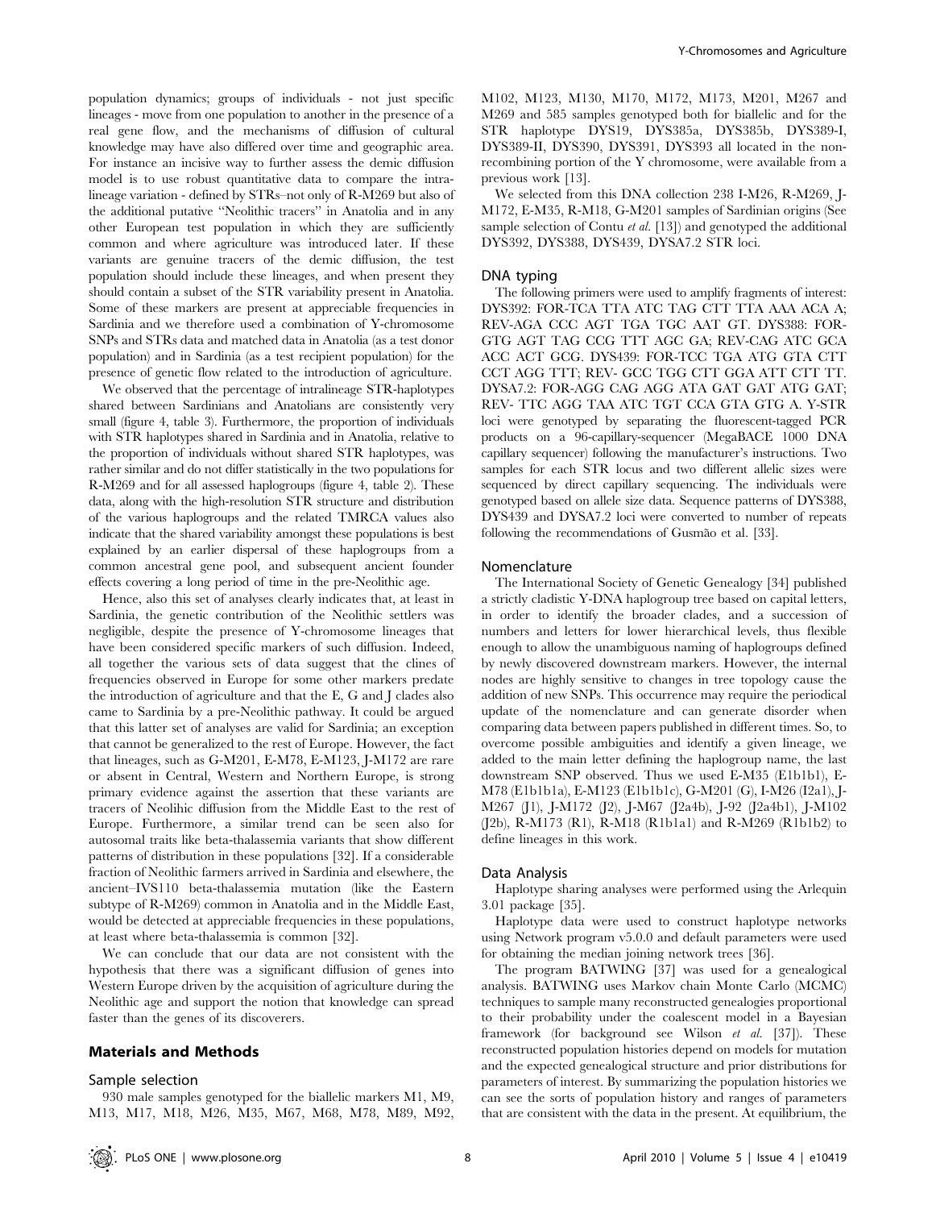population dynamics; groups of individuals - not just specific lineages - move from one population to another in the presence of a real gene flow, and the mechanisms of diffusion of cultural knowledge may have also differed over time and geographic area. For instance an incisive way to further assess the demic diffusion model is to use robust quantitative data to compare the intra-lineage variation - defined by STRs–not only of R-M269 but also of the additional putative "Neolithic tracers" in Anatolia and in any other European test population in which they are sufficiently common and where agriculture was introduced later. If these variants are genuine tracers of the demic diffusion, the test population should include these lineages, and when present they should contain a subset of the STR variability present in Anatolia. Some of these markers are present at appreciable frequencies in Sardinia and we therefore used a combination of Y-chromosome SNPs and STRs data and matched data in Anatolia (as a test donor population) and in Sardinia (as a test recipient population) for the presence of genetic flow related to the introduction of agriculture.

We observed that the percentage of intralineage STR-haplotypes shared between Sardinians and Anatolians are consistently very small (figure 4, table 3). Furthermore, the proportion of individuals with STR haplotypes shared in Sardinia and in Anatolia, relative to the proportion of individuals without shared STR haplotypes, was rather similar and do not differ statistically in the two populations for R-M269 and for all assessed haplogroups (figure 4, table 2). These data, along with the high-resolution STR structure and distribution of the various haplogroups and the related TMRCA values also indicate that the shared variability amongst these populations is best explained by an earlier dispersal of these haplogroups from a common ancestral gene pool, and subsequent ancient founder effects covering a long period of time in the pre-Neolithic age.

Hence, also this set of analyses clearly indicates that, at least in Sardinia, the genetic contribution of the Neolithic settlers was negligible, despite the presence of Y-chromosome lineages that have been considered specific markers of such diffusion. Indeed, all together the various sets of data suggest that the clines of frequencies observed in Europe for some other markers predate the introduction of agriculture and that the E, G and J clades also came to Sardinia by a pre-Neolithic pathway. It could be argued that this latter set of analyses are valid for Sardinia; an exception that cannot be generalized to the rest of Europe. However, the fact that lineages, such as G-M201, E-M78, E-M123, J-M172 are rare or absent in Central, Western and Northern Europe, is strong primary evidence against the assertion that these variants are tracers of Neolihic diffusion from the Middle East to the rest of Europe. Furthermore, a similar trend can be seen also for autosomal traits like beta-thalassemia variants that show different patterns of distribution in these populations [32]. If a considerable fraction of Neolithic farmers arrived in Sardinia and elsewhere, the ancient–IVS110 beta-thalassemia mutation (like the Eastern subtype of R-M269) common in Anatolia and in the Middle East, would be detected at appreciable frequencies in these populations, at least where beta-thalassemia is common [32].

We can conclude that our data are not consistent with the hypothesis that there was a significant diffusion of genes into Western Europe driven by the acquisition of agriculture during the Neolithic age and support the notion that knowledge can spread faster than the genes of its discoverers.

## Materials and Methods

### Sample selection

930 male samples genotyped for the biallelic markers M1, M9, M13, M17, M18, M26, M35, M67, M68, M78, M89, M92, M102, M123, M130, M170, M172, M173, M201, M267 and M269 and 585 samples genotyped both for biallelic and for the STR haplotype DYS19, DYS385a, DYS385b, DYS389-I, DYS389-II, DYS390, DYS391, DYS393 all located in the non-recombining portion of the Y chromosome, were available from a previous work [13].

We selected from this DNA collection 238 I-M26, R-M269, J-M172, E-M35, R-M18, G-M201 samples of Sardinian origins (See sample selection of Contu *et al.* [13]) and genotyped the additional DYS392, DYS388, DYS439, DYSA7.2 STR loci.

### DNA typing

The following primers were used to amplify fragments of interest: DYS392: FOR-TCA TTA ATC TAG CTT TTA AAA ACA A; REV-AGA CCC AGT TGA TGC AAT GT. DYS388: FOR-GTG AGT TAG CCG TTT AGC GA; REV-CAG ATC GCA ACC ACT GCG. DYS439: FOR-TCC TGA ATG GTA CTT CCT AGG TTT; REV- GCC TGG CTT GGA ATT CTT TT. DYSA7.2: FOR-AGG CAG AGG ATA GAT GAT ATG GAT; REV- TTC AGG TAA ATC TGT CCA GTA GTG A. Y-STR loci were genotyped by separating the fluorescent-tagged PCR products on a 96-capillary-sequencer (MegaBACE 1000 DNA capillary sequencer) following the manufacturer's instructions. Two samples for each STR locus and two different allelic sizes were sequenced by direct capillary sequencing. The individuals were genotyped based on allele size data. Sequence patterns of DYS388, DYS439 and DYSA7.2 loci were converted to number of repeats following the recommendations of Gusmão et al. [33].

### Nomenclature

The International Society of Genetic Genealogy [34] published a strictly cladistic Y-DNA haplogroup tree based on capital letters, in order to identify the broader clades, and a succession of numbers and letters for lower hierarchical levels, thus flexible enough to allow the unambiguous naming of haplogroups defined by newly discovered downstream markers. However, the internal nodes are highly sensitive to changes in tree topology cause the addition of new SNPs. This occurrence may require the periodical update of the nomenclature and can generate disorder when comparing data between papers published in different times. So, to overcome possible ambiguities and identify a given lineage, we added to the main letter defining the haplogroup name, the last downstream SNP observed. Thus we used E-M35 (E1b1b1), E-M78 (E1b1b1a), E-M123 (E1b1b1c), G-M201 (G), I-M26 (I2a1), J-M267 (J1), J-M172 (J2), J-M67 (J2a4b), J-92 (J2a4b1), J-M102 (J2b), R-M173 (R1), R-M18 (R1b1a1) and R-M269 (R1b1b2) to define lineages in this work.

### Data Analysis

Haplotype sharing analyses were performed using the Arlequin 3.01 package [35].

Haplotype data were used to construct haplotype networks using Network program v5.0.0 and default parameters were used for obtaining the median joining network trees [36].

The program BATWING [37] was used for a genealogical analysis. BATWING uses Markov chain Monte Carlo (MCMC) techniques to sample many reconstructed genealogies proportional to their probability under the coalescent model in a Bayesian framework (for background see Wilson *et al.* [37]). These reconstructed population histories depend on models for mutation and the expected genealogical structure and prior distributions for parameters of interest. By summarizing the population histories we can see the sorts of population history and ranges of parameters that are consistent with the data in the present. At equilibrium, the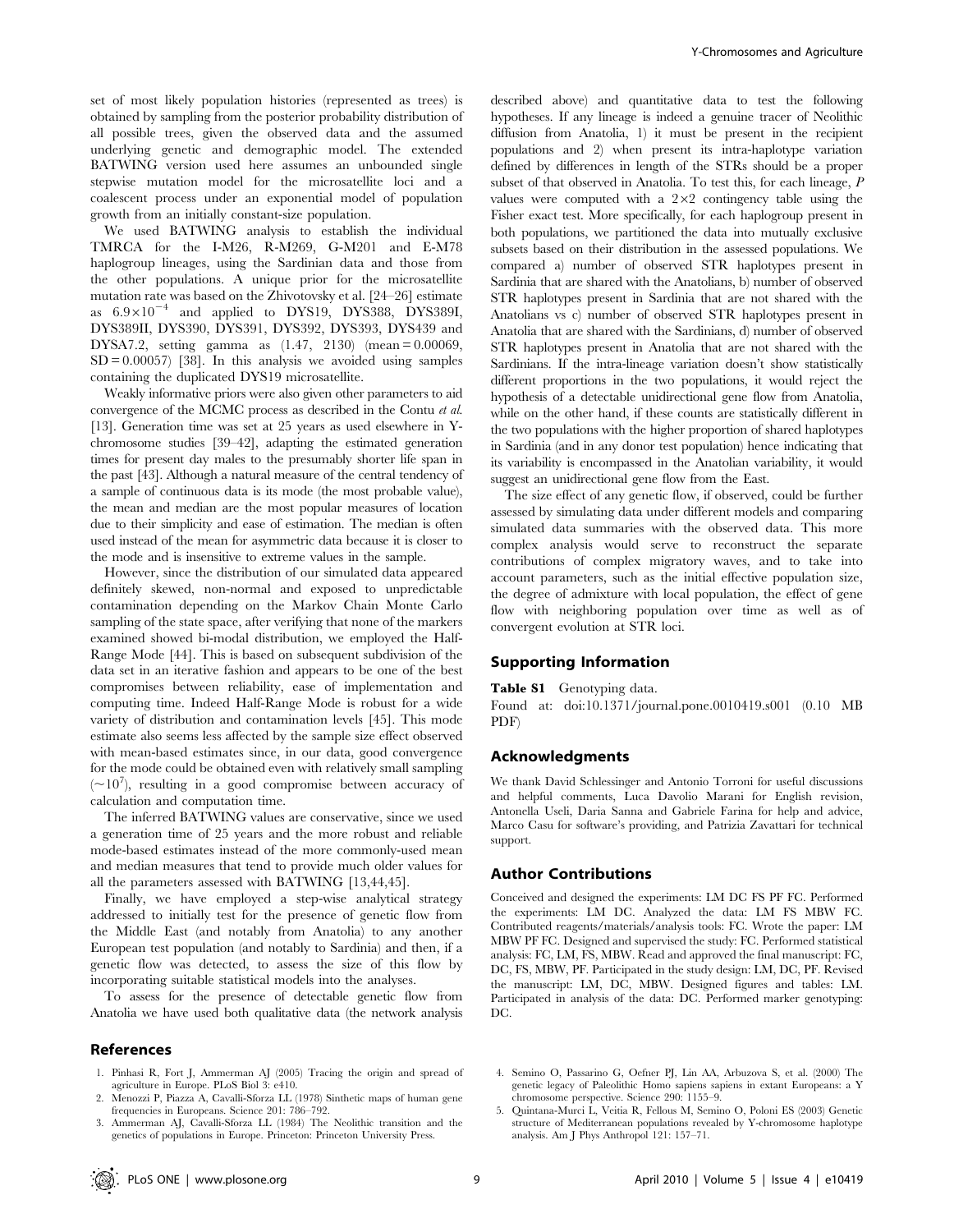set of most likely population histories (represented as trees) is obtained by sampling from the posterior probability distribution of all possible trees, given the observed data and the assumed underlying genetic and demographic model. The extended BATWING version used here assumes an unbounded single stepwise mutation model for the microsatellite loci and a coalescent process under an exponential model of population growth from an initially constant-size population.

We used BATWING analysis to establish the individual TMRCA for the I-M26, R-M269, G-M201 and E-M78 haplogroup lineages, using the Sardinian data and those from the other populations. A unique prior for the microsatellite mutation rate was based on the Zhivotovsky et al. [24–26] estimate as $6.9 \times 10^{-4}$ and applied to DYS19, DYS388, DYS389I, DYS389II, DYS390, DYS391, DYS392, DYS393, DYS439 and DYSA7.2, setting gamma as (1.47, 2130) (mean = 0.00069, SD = 0.00057) [38]. In this analysis we avoided using samples containing the duplicated DYS19 microsatellite.

Weakly informative priors were also given other parameters to aid convergence of the MCMC process as described in the Contu *et al.* [13]. Generation time was set at 25 years as used elsewhere in Y-chromosome studies [39–42], adapting the estimated generation times for present day males to the presumably shorter life span in the past [43]. Although a natural measure of the central tendency of a sample of continuous data is its mode (the most probable value), the mean and median are the most popular measures of location due to their simplicity and ease of estimation. The median is often used instead of the mean for asymmetric data because it is closer to the mode and is insensitive to extreme values in the sample.

However, since the distribution of our simulated data appeared definitely skewed, non-normal and exposed to unpredictable contamination depending on the Markov Chain Monte Carlo sampling of the state space, after verifying that none of the markers examined showed bi-modal distribution, we employed the Half-Range Mode [44]. This is based on subsequent subdivision of the data set in an iterative fashion and appears to be one of the best compromises between reliability, ease of implementation and computing time. Indeed Half-Range Mode is robust for a wide variety of distribution and contamination levels [45]. This mode estimate also seems less affected by the sample size effect observed with mean-based estimates since, in our data, good convergence for the mode could be obtained even with relatively small sampling ($\sim 10^7$), resulting in a good compromise between accuracy of calculation and computation time.

The inferred BATWING values are conservative, since we used a generation time of 25 years and the more robust and reliable mode-based estimates instead of the more commonly-used mean and median measures that tend to provide much older values for all the parameters assessed with BATWING [13,44,45].

Finally, we have employed a step-wise analytical strategy addressed to initially test for the presence of genetic flow from the Middle East (and notably from Anatolia) to any another European test population (and notably to Sardinia) and then, if a genetic flow was detected, to assess the size of this flow by incorporating suitable statistical models into the analyses.

To assess for the presence of detectable genetic flow from Anatolia we have used both qualitative data (the network analysis described above) and quantitative data to test the following hypotheses. If any lineage is indeed a genuine tracer of Neolithic diffusion from Anatolia, 1) it must be present in the recipient populations and 2) when present its intra-haplotype variation defined by differences in length of the STRs should be a proper subset of that observed in Anatolia. To test this, for each lineage, $P$ values were computed with a $2 \times 2$ contingency table using the Fisher exact test. More specifically, for each haplogroup present in both populations, we partitioned the data into mutually exclusive subsets based on their distribution in the assessed populations. We compared a) number of observed STR haplotypes present in Sardinia that are shared with the Anatolians, b) number of observed STR haplotypes present in Sardinia that are not shared with the Anatolians vs c) number of observed STR haplotypes present in Anatolia that are shared with the Sardinians, d) number of observed STR haplotypes present in Anatolia that are not shared with the Sardinians. If the intra-lineage variation doesn't show statistically different proportions in the two populations, it would reject the hypothesis of a detectable unidirectional gene flow from Anatolia, while on the other hand, if these counts are statistically different in the two populations with the higher proportion of shared haplotypes in Sardinia (and in any donor test population) hence indicating that its variability is encompassed in the Anatolian variability, it would suggest an unidirectional gene flow from the East.

The size effect of any genetic flow, if observed, could be further assessed by simulating data under different models and comparing simulated data summaries with the observed data. This more complex analysis would serve to reconstruct the separate contributions of complex migratory waves, and to take into account parameters, such as the initial effective population size, the degree of admixture with local population, the effect of gene flow with neighboring population over time as well as of convergent evolution at STR loci.

## Supporting Information

**Table S1** Genotyping data.
Found at: doi:10.1371/journal.pone.0010419.s001 (0.10 MB PDF)

## Acknowledgments

We thank David Schlessinger and Antonio Torroni for useful discussions and helpful comments, Luca Davolio Marani for English revision, Antonella Useli, Daria Sanna and Gabriele Farina for help and advice, Marco Casu for software's providing, and Patrizia Zavattari for technical support.

## Author Contributions

Conceived and designed the experiments: LM DC FS PF FC. Performed the experiments: LM DC. Analyzed the data: LM FS MBW FC. Contributed reagents/materials/analysis tools: FC. Wrote the paper: LM MBW PF FC. Designed and supervised the study: FC. Performed statistical analysis: FC, LM, FS, MBW. Read and approved the final manuscript: FC, DC, FS, MBW, PF. Participated in the study design: LM, DC, PF. Revised the manuscript: LM, DC, MBW. Designed figures and tables: LM. Participated in analysis of the data: DC. Performed marker genotyping: DC.

## References

1. Pinhasi R, Fort J, Ammerman AJ (2005) Tracing the origin and spread of agriculture in Europe. PLoS Biol 3: e410.
2. Menozzi P, Piazza A, Cavalli-Sforza LL (1978) Sinthetic maps of human gene frequencies in Europeans. Science 201: 786–792.
3. Ammerman AJ, Cavalli-Sforza LL (1984) The Neolithic transition and the genetics of populations in Europe. Princeton: Princeton University Press.
4. Semino O, Passarino G, Oefner PJ, Lin AA, Arbuzova S, et al. (2000) The genetic legacy of Paleolithic Homo sapiens sapiens in extant Europeans: a Y chromosome perspective. Science 290: 1155–9.
5. Quintana-Murci L, Veitia R, Fellous M, Semino O, Poloni ES (2003) Genetic structure of Mediterranean populations revealed by Y-chromosome haplotype analysis. Am J Phys Anthropol 121: 157–71.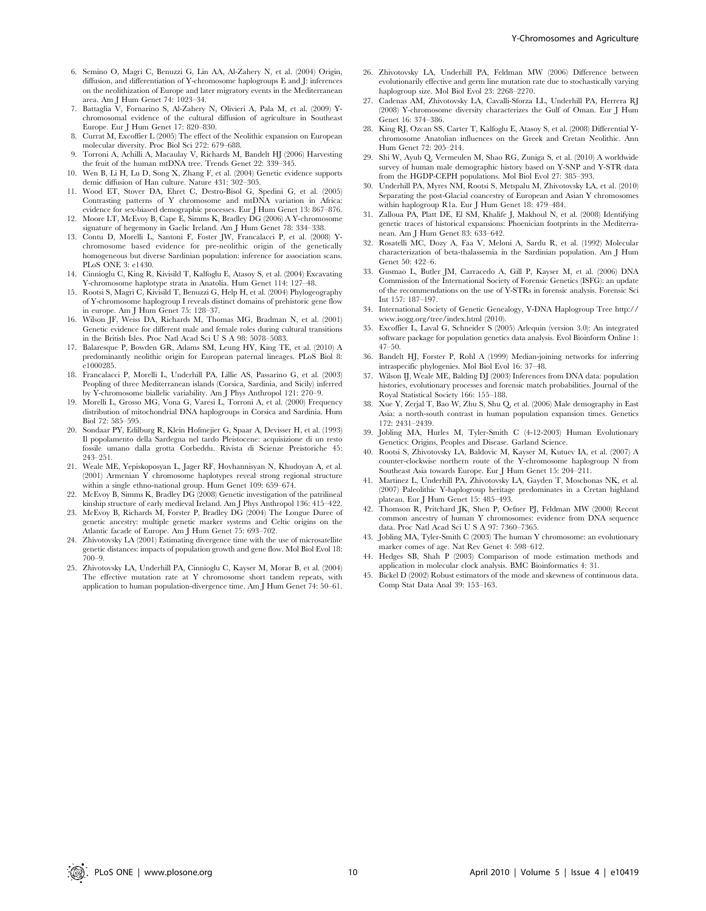6. Semino O, Magri C, Benuzzi G, Lin AA, Al-Zahery N, et al. (2004) Origin, diffusion, and differentiation of Y-chromosome haplogroups E and J: inferences on the neolithization of Europe and later migratory events in the Mediterranean area. Am J Hum Genet 74: 1023–34.
7. Battaglia V, Fornarino S, Al-Zahery N, Olivieri A, Pala M, et al. (2009) Y-chromosomal evidence of the cultural diffusion of agriculture in Southeast Europe. Eur J Hum Genet 17: 820–830.
8. Currat M, Excoffier L (2005) The effect of the Neolithic expansion on European molecular diversity. Proc Biol Sci 272: 679–688.
9. Torroni A, Achilli A, Macaulay V, Richards M, Bandelt HJ (2006) Harvesting the fruit of the human mtDNA tree. Trends Genet 22: 339–345.
10. Wen B, Li H, Lu D, Song X, Zhang F, et al. (2004) Genetic evidence supports demic diffusion of Han culture. Nature 431: 302–305.
11. Wood ET, Stover DA, Ehret C, Destro-Bisol G, Spedini G, et al. (2005) Contrasting patterns of Y chromosome and mtDNA variation in Africa: evidence for sex-biased demographic processes. Eur J Hum Genet 13: 867–876.
12. Moore LT, McEvoy B, Cape E, Simms K, Bradley DG (2006) A Y-chromosome signature of hegemony in Gaelic Ireland. Am J Hum Genet 78: 334–338.
13. Contu D, Morelli L, Santoni F, Foster JW, Francalacci P, et al. (2008) Y-chromosome based evidence for pre-neolithic origin of the genetically homogeneous but diverse Sardinian population: inference for association scans. PLoS ONE 3: e1430.
14. Cinnioglu C, King R, Kivisild T, Kalfoglu E, Atasoy S, et al. (2004) Excavating Y-chromosome haplotype strata in Anatolia. Hum Genet 114: 127–48.
15. Rootsi S, Magri C, Kivisild T, Benuzzi G, Help H, et al. (2004) Phylogeography of Y-chromosome haplogroup I reveals distinct domains of prehistoric gene flow in europe. Am J Hum Genet 75: 128–37.
16. Wilson JF, Weiss DA, Richards M, Thomas MG, Bradman N, et al. (2001) Genetic evidence for different male and female roles during cultural transitions in the British Isles. Proc Natl Acad Sci U S A 98: 5078–5083.
17. Balaresque P, Bowden GR, Adams SM, Leung HY, King TE, et al. (2010) A predominantly neolithic origin for European paternal lineages. PLoS Biol 8: e1000285.
18. Francalacci P, Morelli L, Underhill PA, Lillie AS, Passarino G, et al. (2003) Peopling of three Mediterranean islands (Corsica, Sardinia, and Sicily) inferred by Y-chromosome biallelic variability. Am J Phys Anthropol 121: 270–9.
19. Morelli L, Grosso MG, Vona G, Varesi L, Torroni A, et al. (2000) Frequency distribution of mitochondrial DNA haplogroups in Corsica and Sardinia. Hum Biol 72: 585–595.
20. Sondaar PY, Edilburg R, Klein Hofmejier G, Spaar A, Devisser H, et al. (1993) Il popolamento della Sardegna nel tardo Pleistocene: acquisizione di un resto fossile umano dalla grotta Corbeddu. Rivista di Scienze Preistoriche 45: 243–251.
21. Weale ME, Yepiskoposyan L, Jager RF, Hovhannisyan N, Khudoyan A, et al. (2001) Armenian Y chromosome haplotypes reveal strong regional structure within a single ethno-national group. Hum Genet 109: 659–674.
22. McEvoy B, Simms K, Bradley DG (2008) Genetic investigation of the patrilineal kinship structure of early medieval Ireland. Am J Phys Anthropol 136: 415–422.
23. McEvoy B, Richards M, Forster P, Bradley DG (2004) The Longue Duree of genetic ancestry: multiple genetic marker systems and Celtic origins on the Atlantic facade of Europe. Am J Hum Genet 75: 693–702.
24. Zhivotovsky LA (2001) Estimating divergence time with the use of microsatellite genetic distances: impacts of population growth and gene flow. Mol Biol Evol 18: 700–9.
25. Zhivotovsky LA, Underhill PA, Cinnioglu C, Kayser M, Morar B, et al. (2004) The effective mutation rate at Y chromosome short tandem repeats, with application to human population-divergence time. Am J Hum Genet 74: 50–61.
26. Zhivotovsky LA, Underhill PA, Feldman MW (2006) Difference between evolutionarily effective and germ line mutation rate due to stochastically varying haplogroup size. Mol Biol Evol 23: 2268–2270.
27. Cadenas AM, Zhivotovsky LA, Cavalli-Sforza LL, Underhill PA, Herrera RJ (2008) Y-chromosome diversity characterizes the Gulf of Oman. Eur J Hum Genet 16: 374–386.
28. King RJ, Ozcan SS, Carter T, Kalfoglu E, Atasoy S, et al. (2008) Differential Y-chromosome Anatolian influences on the Greek and Cretan Neolithic. Ann Hum Genet 72: 205–214.
29. Shi W, Ayub Q, Vermeulen M, Shao RG, Zuniga S, et al. (2010) A worldwide survey of human male demographic history based on Y-SNP and Y-STR data from the HGDP-CEPH populations. Mol Biol Evol 27: 385–393.
30. Underhill PA, Myres NM, Rootsi S, Metspalu M, Zhivotovsky LA, et al. (2010) Separating the post-Glacial coancestry of European and Asian Y chromosomes within haplogroup R1a. Eur J Hum Genet 18: 479–484.
31. Zalloua PA, Platt DE, El SM, Khalife J, Makhoul N, et al. (2008) Identifying genetic traces of historical expansions: Phoenician footprints in the Mediterranean. Am J Hum Genet 83: 633–642.
32. Rosatelli MC, Dozy A, Faa V, Meloni A, Sardu R, et al. (1992) Molecular characterization of beta-thalassemia in the Sardinian population. Am J Hum Genet 50: 422–6.
33. Gusmao L, Butler JM, Carracedo A, Gill P, Kayser M, et al. (2006) DNA Commission of the International Society of Forensic Genetics (ISFG): an update of the recommendations on the use of Y-STRs in forensic analysis. Forensic Sci Int 157: 187–197.
34. International Society of Genetic Genealogy, Y-DNA Haplogroup Tree http://www.isogg.org/tree/index.html (2010).
35. Excoffier L, Laval G, Schneider S (2005) Arlequin (version 3.0): An integrated software package for population genetics data analysis. Evol Bioinform Online 1: 47–50.
36. Bandelt HJ, Forster P, Rohl A (1999) Median-joining networks for inferring intraspecific phylogenies. Mol Biol Evol 16: 37–48.
37. Wilson IJ, Weale ME, Balding DJ (2003) Inferences from DNA data: population histories, evolutionary processes and forensic match probabilities. Journal of the Royal Statistical Society 166: 155–188.
38. Xue Y, Zerjal T, Bao W, Zhu S, Shu Q, et al. (2006) Male demography in East Asia: a north-south contrast in human population expansion times. Genetics 172: 2431–2439.
39. Jobling MA, Hurles M, Tyler-Smith C (4-12-2003) Human Evolutionary Genetics: Origins, Peoples and Disease. Garland Science.
40. Rootsi S, Zhivotovsky LA, Baldovic M, Kayser M, Kutuev IA, et al. (2007) A counter-clockwise northern route of the Y-chromosome haplogroup N from Southeast Asia towards Europe. Eur J Hum Genet 15: 204–211.
41. Martinez L, Underhill PA, Zhivotovsky LA, Gayden T, Moschonas NK, et al. (2007) Paleolithic Y-haplogroup heritage predominates in a Cretan highland plateau. Eur J Hum Genet 15: 485–493.
42. Thomson R, Pritchard JK, Shen P, Oefner PJ, Feldman MW (2000) Recent common ancestry of human Y chromosomes: evidence from DNA sequence data. Proc Natl Acad Sci U S A 97: 7360–7365.
43. Jobling MA, Tyler-Smith C (2003) The human Y chromosome: an evolutionary marker comes of age. Nat Rev Genet 4: 598–612.
44. Hedges SB, Shah P (2003) Comparison of mode estimation methods and application in molecular clock analysis. BMC Bioinformatics 4: 31.
45. Bickel D (2002) Robust estimators of the mode and skewness of continuous data. Comp Stat Data Anal 39: 153–163.